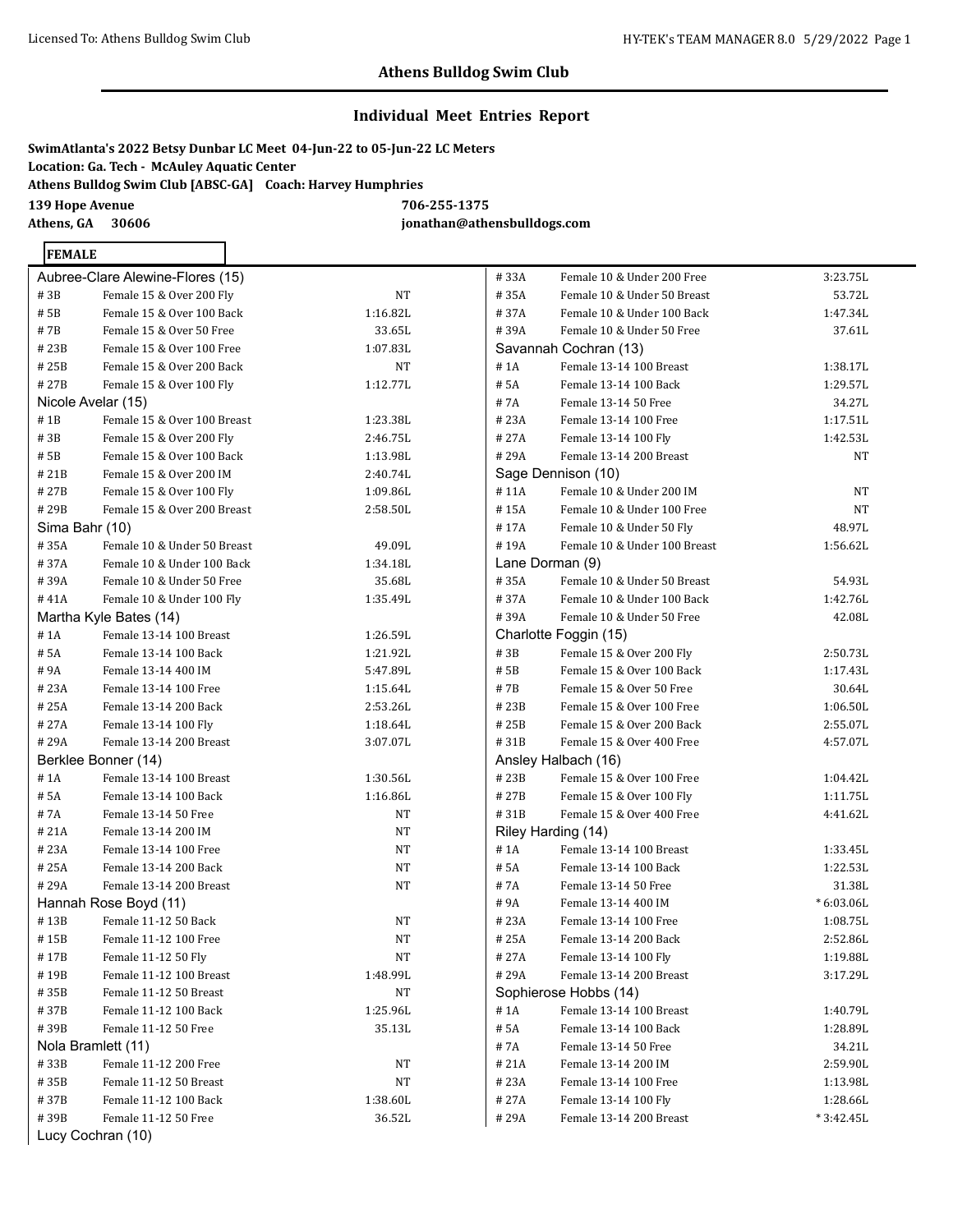## Athens Bulldog Swim Club

### Individual Meet Entries Report

**SwimAtlanta's 2022 Betsy Dunbar LC Meet 04-Jun-22 to 05-Jun-22 LC Meters**
**Location: Ga. Tech - McAuley Aquatic Center**
**Athens Bulldog Swim Club [ABSC-GA] Coach: Harvey Humphries**
**139 Hope Avenue** **706-255-1375**
**Athens, GA 30606** **jonathan@athensbulldogs.com**

**FEMALE**

**Aubree-Clare Alewine-Flores (15)**

| Event | Description | Time |
|---|---|---|
| # 3B | Female 15 & Over 200 Fly | NT |
| # 5B | Female 15 & Over 100 Back | 1:16.82L |
| # 7B | Female 15 & Over 50 Free | 33.65L |
| # 23B | Female 15 & Over 100 Free | 1:07.83L |
| # 25B | Female 15 & Over 200 Back | NT |
| # 27B | Female 15 & Over 100 Fly | 1:12.77L |

**Nicole Avelar (15)**

| Event | Description | Time |
|---|---|---|
| # 1B | Female 15 & Over 100 Breast | 1:23.38L |
| # 3B | Female 15 & Over 200 Fly | 2:46.75L |
| # 5B | Female 15 & Over 100 Back | 1:13.98L |
| # 21B | Female 15 & Over 200 IM | 2:40.74L |
| # 27B | Female 15 & Over 100 Fly | 1:09.86L |
| # 29B | Female 15 & Over 200 Breast | 2:58.50L |

**Sima Bahr (10)**

| Event | Description | Time |
|---|---|---|
| # 35A | Female 10 & Under 50 Breast | 49.09L |
| # 37A | Female 10 & Under 100 Back | 1:34.18L |
| # 39A | Female 10 & Under 50 Free | 35.68L |
| # 41A | Female 10 & Under 100 Fly | 1:35.49L |

**Martha Kyle Bates (14)**

| Event | Description | Time |
|---|---|---|
| # 1A | Female 13-14 100 Breast | 1:26.59L |
| # 5A | Female 13-14 100 Back | 1:21.92L |
| # 9A | Female 13-14 400 IM | 5:47.89L |
| # 23A | Female 13-14 100 Free | 1:15.64L |
| # 25A | Female 13-14 200 Back | 2:53.26L |
| # 27A | Female 13-14 100 Fly | 1:18.64L |
| # 29A | Female 13-14 200 Breast | 3:07.07L |

**Berklee Bonner (14)**

| Event | Description | Time |
|---|---|---|
| # 1A | Female 13-14 100 Breast | 1:30.56L |
| # 5A | Female 13-14 100 Back | 1:16.86L |
| # 7A | Female 13-14 50 Free | NT |
| # 21A | Female 13-14 200 IM | NT |
| # 23A | Female 13-14 100 Free | NT |
| # 25A | Female 13-14 200 Back | NT |
| # 29A | Female 13-14 200 Breast | NT |

**Hannah Rose Boyd (11)**

| Event | Description | Time |
|---|---|---|
| # 13B | Female 11-12 50 Back | NT |
| # 15B | Female 11-12 100 Free | NT |
| # 17B | Female 11-12 50 Fly | NT |
| # 19B | Female 11-12 100 Breast | 1:48.99L |
| # 35B | Female 11-12 50 Breast | NT |
| # 37B | Female 11-12 100 Back | 1:25.96L |
| # 39B | Female 11-12 50 Free | 35.13L |

**Nola Bramlett (11)**

| Event | Description | Time |
|---|---|---|
| # 33B | Female 11-12 200 Free | NT |
| # 35B | Female 11-12 50 Breast | NT |
| # 37B | Female 11-12 100 Back | 1:38.60L |
| # 39B | Female 11-12 50 Free | 36.52L |

**Lucy Cochran (10)**

| Event | Description | Time |
|---|---|---|
| # 33A | Female 10 & Under 200 Free | 3:23.75L |
| # 35A | Female 10 & Under 50 Breast | 53.72L |
| # 37A | Female 10 & Under 100 Back | 1:47.34L |
| # 39A | Female 10 & Under 50 Free | 37.61L |

**Savannah Cochran (13)**

| Event | Description | Time |
|---|---|---|
| # 1A | Female 13-14 100 Breast | 1:38.17L |
| # 5A | Female 13-14 100 Back | 1:29.57L |
| # 7A | Female 13-14 50 Free | 34.27L |
| # 23A | Female 13-14 100 Free | 1:17.51L |
| # 27A | Female 13-14 100 Fly | 1:42.53L |
| # 29A | Female 13-14 200 Breast | NT |

**Sage Dennison (10)**

| Event | Description | Time |
|---|---|---|
| # 11A | Female 10 & Under 200 IM | NT |
| # 15A | Female 10 & Under 100 Free | NT |
| # 17A | Female 10 & Under 50 Fly | 48.97L |
| # 19A | Female 10 & Under 100 Breast | 1:56.62L |

**Lane Dorman (9)**

| Event | Description | Time |
|---|---|---|
| # 35A | Female 10 & Under 50 Breast | 54.93L |
| # 37A | Female 10 & Under 100 Back | 1:42.76L |
| # 39A | Female 10 & Under 50 Free | 42.08L |

**Charlotte Foggin (15)**

| Event | Description | Time |
|---|---|---|
| # 3B | Female 15 & Over 200 Fly | 2:50.73L |
| # 5B | Female 15 & Over 100 Back | 1:17.43L |
| # 7B | Female 15 & Over 50 Free | 30.64L |
| # 23B | Female 15 & Over 100 Free | 1:06.50L |
| # 25B | Female 15 & Over 200 Back | 2:55.07L |
| # 31B | Female 15 & Over 400 Free | 4:57.07L |

**Ansley Halbach (16)**

| Event | Description | Time |
|---|---|---|
| # 23B | Female 15 & Over 100 Free | 1:04.42L |
| # 27B | Female 15 & Over 100 Fly | 1:11.75L |
| # 31B | Female 15 & Over 400 Free | 4:41.62L |

**Riley Harding (14)**

| Event | Description | Time |
|---|---|---|
| # 1A | Female 13-14 100 Breast | 1:33.45L |
| # 5A | Female 13-14 100 Back | 1:22.53L |
| # 7A | Female 13-14 50 Free | 31.38L |
| # 9A | Female 13-14 400 IM | * 6:03.06L |
| # 23A | Female 13-14 100 Free | 1:08.75L |
| # 25A | Female 13-14 200 Back | 2:52.86L |
| # 27A | Female 13-14 100 Fly | 1:19.88L |
| # 29A | Female 13-14 200 Breast | 3:17.29L |

**Sophierose Hobbs (14)**

| Event | Description | Time |
|---|---|---|
| # 1A | Female 13-14 100 Breast | 1:40.79L |
| # 5A | Female 13-14 100 Back | 1:28.89L |
| # 7A | Female 13-14 50 Free | 34.21L |
| # 21A | Female 13-14 200 IM | 2:59.90L |
| # 23A | Female 13-14 100 Free | 1:13.98L |
| # 27A | Female 13-14 100 Fly | 1:28.66L |
| # 29A | Female 13-14 200 Breast | * 3:42.45L |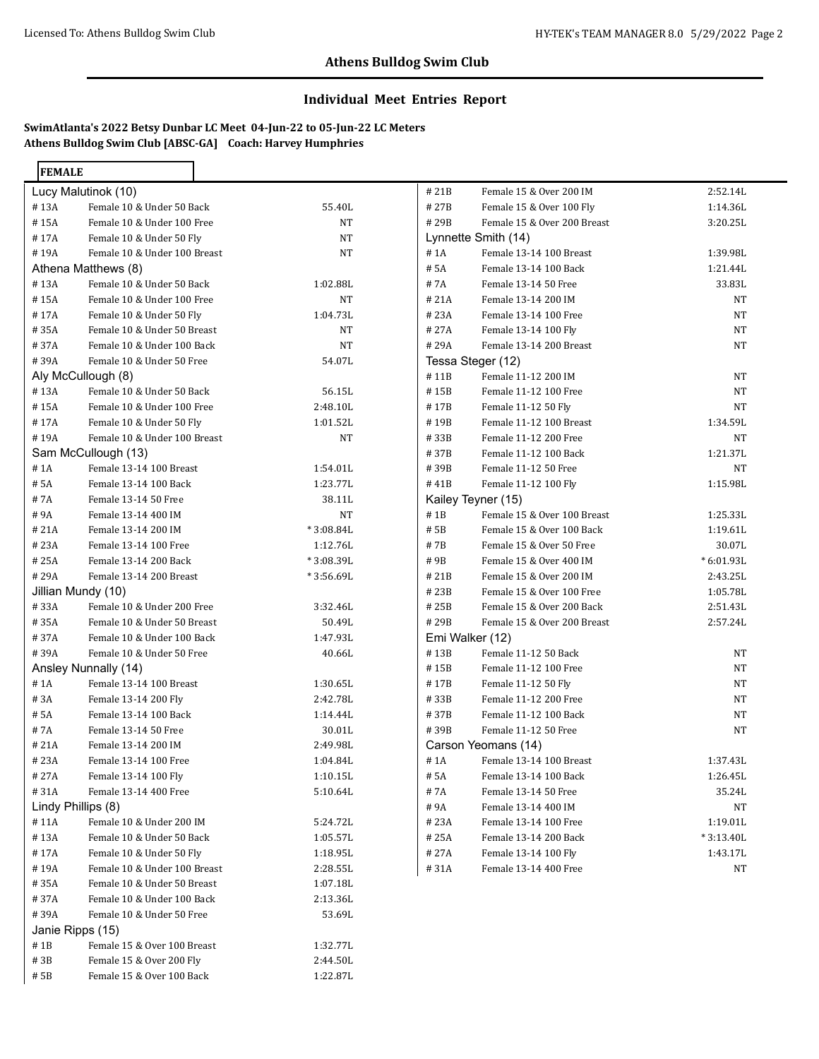## Athens Bulldog Swim Club

## Individual Meet Entries Report

**SwimAtlanta's 2022 Betsy Dunbar LC Meet 04-Jun-22 to 05-Jun-22 LC Meters**
**Athens Bulldog Swim Club [ABSC-GA] Coach: Harvey Humphries**

**FEMALE**

**Lucy Malutinok (10)**

| # 13A | Female 10 & Under 50 Back | 55.40L |
|---|---|---|
| # 15A | Female 10 & Under 100 Free | NT |
| # 17A | Female 10 & Under 50 Fly | NT |
| # 19A | Female 10 & Under 100 Breast | NT |

**Athena Matthews (8)**

| # 13A | Female 10 & Under 50 Back | 1:02.88L |
|---|---|---|
| # 15A | Female 10 & Under 100 Free | NT |
| # 17A | Female 10 & Under 50 Fly | 1:04.73L |
| # 35A | Female 10 & Under 50 Breast | NT |
| # 37A | Female 10 & Under 100 Back | NT |
| # 39A | Female 10 & Under 50 Free | 54.07L |

**Aly McCullough (8)**

| # 13A | Female 10 & Under 50 Back | 56.15L |
|---|---|---|
| # 15A | Female 10 & Under 100 Free | 2:48.10L |
| # 17A | Female 10 & Under 50 Fly | 1:01.52L |
| # 19A | Female 10 & Under 100 Breast | NT |

**Sam McCullough (13)**

| # 1A | Female 13-14 100 Breast | 1:54.01L |
|---|---|---|
| # 5A | Female 13-14 100 Back | 1:23.77L |
| # 7A | Female 13-14 50 Free | 38.11L |
| # 9A | Female 13-14 400 IM | NT |
| # 21A | Female 13-14 200 IM | * 3:08.84L |
| # 23A | Female 13-14 100 Free | 1:12.76L |
| # 25A | Female 13-14 200 Back | * 3:08.39L |
| # 29A | Female 13-14 200 Breast | * 3:56.69L |

**Jillian Mundy (10)**

| # 33A | Female 10 & Under 200 Free | 3:32.46L |
|---|---|---|
| # 35A | Female 10 & Under 50 Breast | 50.49L |
| # 37A | Female 10 & Under 100 Back | 1:47.93L |
| # 39A | Female 10 & Under 50 Free | 40.66L |

**Ansley Nunnally (14)**

| # 1A | Female 13-14 100 Breast | 1:30.65L |
|---|---|---|
| # 3A | Female 13-14 200 Fly | 2:42.78L |
| # 5A | Female 13-14 100 Back | 1:14.44L |
| # 7A | Female 13-14 50 Free | 30.01L |
| # 21A | Female 13-14 200 IM | 2:49.98L |
| # 23A | Female 13-14 100 Free | 1:04.84L |
| # 27A | Female 13-14 100 Fly | 1:10.15L |
| # 31A | Female 13-14 400 Free | 5:10.64L |

**Lindy Phillips (8)**

| # 11A | Female 10 & Under 200 IM | 5:24.72L |
|---|---|---|
| # 13A | Female 10 & Under 50 Back | 1:05.57L |
| # 17A | Female 10 & Under 50 Fly | 1:18.95L |
| # 19A | Female 10 & Under 100 Breast | 2:28.55L |
| # 35A | Female 10 & Under 50 Breast | 1:07.18L |
| # 37A | Female 10 & Under 100 Back | 2:13.36L |
| # 39A | Female 10 & Under 50 Free | 53.69L |

**Janie Ripps (15)**

| # 1B | Female 15 & Over 100 Breast | 1:32.77L |
|---|---|---|
| # 3B | Female 15 & Over 200 Fly | 2:44.50L |
| # 5B | Female 15 & Over 100 Back | 1:22.87L |
| # 21B | Female 15 & Over 200 IM | 2:52.14L |
| # 27B | Female 15 & Over 100 Fly | 1:14.36L |
| # 29B | Female 15 & Over 200 Breast | 3:20.25L |

**Lynnette Smith (14)**

| # 1A | Female 13-14 100 Breast | 1:39.98L |
|---|---|---|
| # 5A | Female 13-14 100 Back | 1:21.44L |
| # 7A | Female 13-14 50 Free | 33.83L |
| # 21A | Female 13-14 200 IM | NT |
| # 23A | Female 13-14 100 Free | NT |
| # 27A | Female 13-14 100 Fly | NT |
| # 29A | Female 13-14 200 Breast | NT |

**Tessa Steger (12)**

| # 11B | Female 11-12 200 IM | NT |
|---|---|---|
| # 15B | Female 11-12 100 Free | NT |
| # 17B | Female 11-12 50 Fly | NT |
| # 19B | Female 11-12 100 Breast | 1:34.59L |
| # 33B | Female 11-12 200 Free | NT |
| # 37B | Female 11-12 100 Back | 1:21.37L |
| # 39B | Female 11-12 50 Free | NT |
| # 41B | Female 11-12 100 Fly | 1:15.98L |

**Kailey Teyner (15)**

| # 1B | Female 15 & Over 100 Breast | 1:25.33L |
|---|---|---|
| # 5B | Female 15 & Over 100 Back | 1:19.61L |
| # 7B | Female 15 & Over 50 Free | 30.07L |
| # 9B | Female 15 & Over 400 IM | * 6:01.93L |
| # 21B | Female 15 & Over 200 IM | 2:43.25L |
| # 23B | Female 15 & Over 100 Free | 1:05.78L |
| # 25B | Female 15 & Over 200 Back | 2:51.43L |
| # 29B | Female 15 & Over 200 Breast | 2:57.24L |

**Emi Walker (12)**

| # 13B | Female 11-12 50 Back | NT |
|---|---|---|
| # 15B | Female 11-12 100 Free | NT |
| # 17B | Female 11-12 50 Fly | NT |
| # 33B | Female 11-12 200 Free | NT |
| # 37B | Female 11-12 100 Back | NT |
| # 39B | Female 11-12 50 Free | NT |

**Carson Yeomans (14)**

| # 1A | Female 13-14 100 Breast | 1:37.43L |
|---|---|---|
| # 5A | Female 13-14 100 Back | 1:26.45L |
| # 7A | Female 13-14 50 Free | 35.24L |
| # 9A | Female 13-14 400 IM | NT |
| # 23A | Female 13-14 100 Free | 1:19.01L |
| # 25A | Female 13-14 200 Back | * 3:13.40L |
| # 27A | Female 13-14 100 Fly | 1:43.17L |
| # 31A | Female 13-14 400 Free | NT |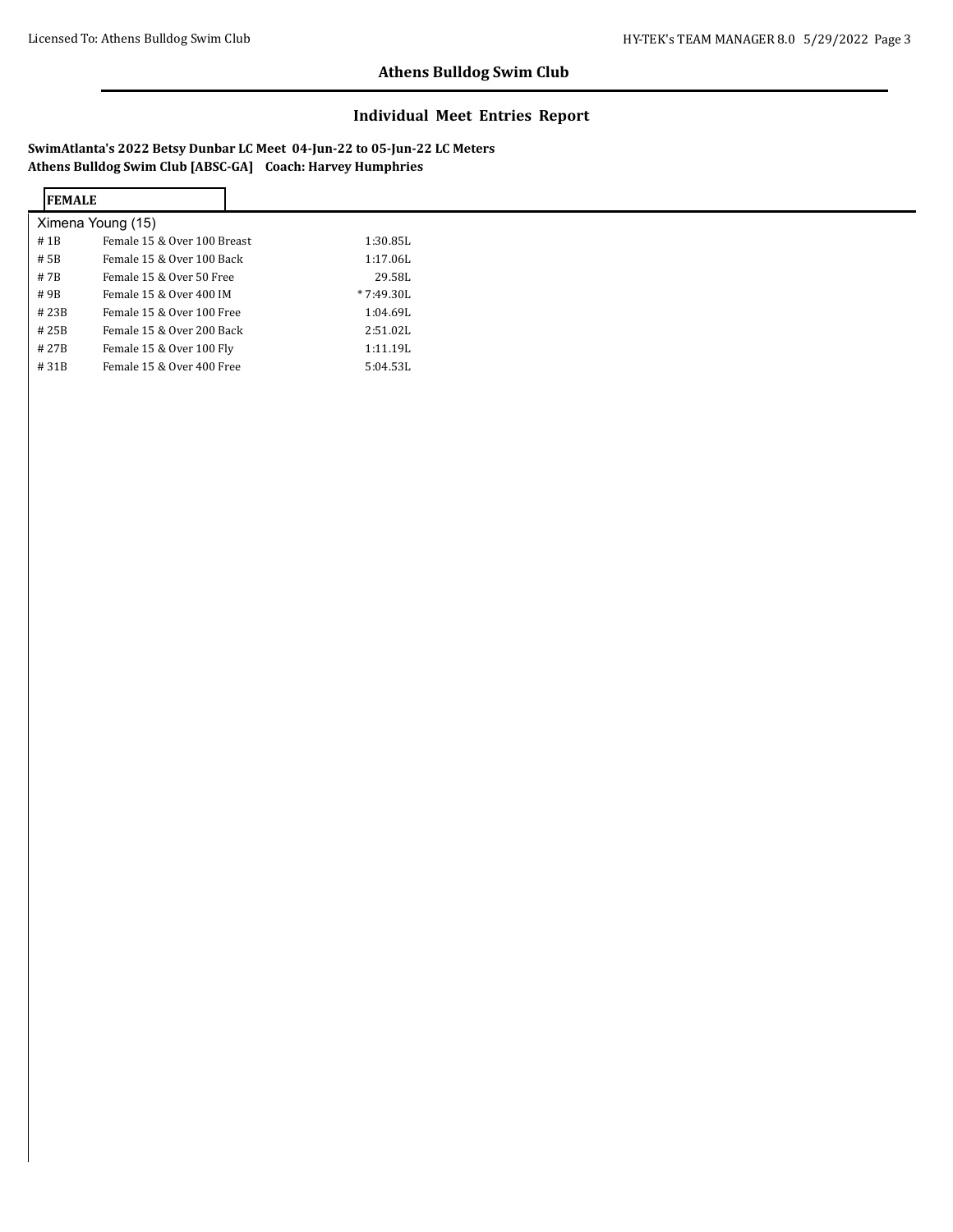## Athens Bulldog Swim Club

### Individual Meet Entries Report

**SwimAtlanta's 2022 Betsy Dunbar LC Meet 04-Jun-22 to 05-Jun-22 LC Meters**
**Athens Bulldog Swim Club [ABSC-GA] Coach: Harvey Humphries**

**FEMALE**

Ximena Young (15)

| | | |
|---|---|---|
| # 1B | Female 15 & Over 100 Breast | 1:30.85L |
| # 5B | Female 15 & Over 100 Back | 1:17.06L |
| # 7B | Female 15 & Over 50 Free | 29.58L |
| # 9B | Female 15 & Over 400 IM | * 7:49.30L |
| # 23B | Female 15 & Over 100 Free | 1:04.69L |
| # 25B | Female 15 & Over 200 Back | 2:51.02L |
| # 27B | Female 15 & Over 100 Fly | 1:11.19L |
| # 31B | Female 15 & Over 400 Free | 5:04.53L |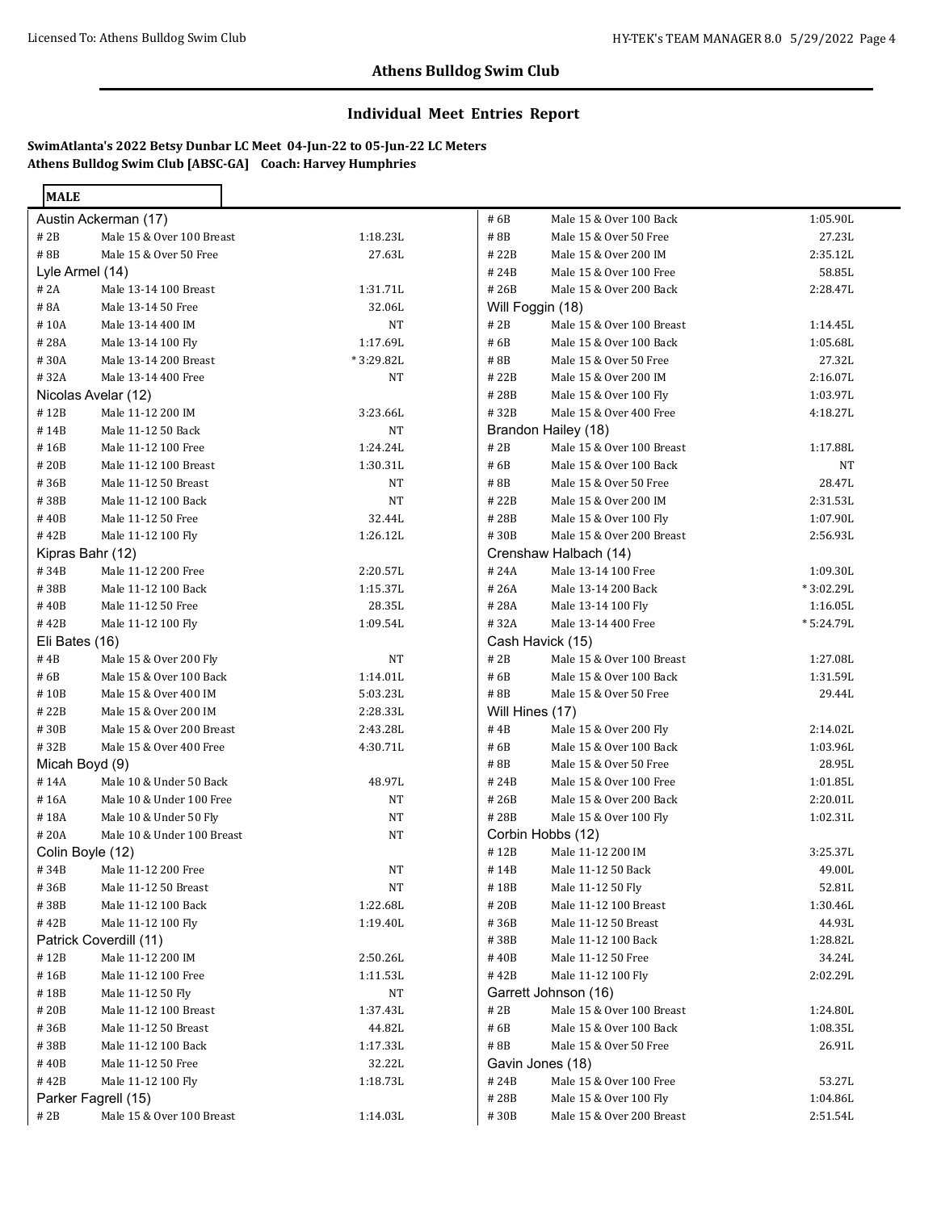## Athens Bulldog Swim Club

## Individual Meet Entries Report

**SwimAtlanta's 2022 Betsy Dunbar LC Meet 04-Jun-22 to 05-Jun-22 LC Meters**
**Athens Bulldog Swim Club [ABSC-GA] Coach: Harvey Humphries**

**MALE**

**Austin Ackerman (17)**

| # | Event | Time |
|---|---|---|
| # 2B | Male 15 & Over 100 Breast | 1:18.23L |
| # 8B | Male 15 & Over 50 Free | 27.63L |

**Lyle Armel (14)**

| # | Event | Time |
|---|---|---|
| # 2A | Male 13-14 100 Breast | 1:31.71L |
| # 8A | Male 13-14 50 Free | 32.06L |
| # 10A | Male 13-14 400 IM | NT |
| # 28A | Male 13-14 100 Fly | 1:17.69L |
| # 30A | Male 13-14 200 Breast | * 3:29.82L |
| # 32A | Male 13-14 400 Free | NT |

**Nicolas Avelar (12)**

| # | Event | Time |
|---|---|---|
| # 12B | Male 11-12 200 IM | 3:23.66L |
| # 14B | Male 11-12 50 Back | NT |
| # 16B | Male 11-12 100 Free | 1:24.24L |
| # 20B | Male 11-12 100 Breast | 1:30.31L |
| # 36B | Male 11-12 50 Breast | NT |
| # 38B | Male 11-12 100 Back | NT |
| # 40B | Male 11-12 50 Free | 32.44L |
| # 42B | Male 11-12 100 Fly | 1:26.12L |

**Kipras Bahr (12)**

| # | Event | Time |
|---|---|---|
| # 34B | Male 11-12 200 Free | 2:20.57L |
| # 38B | Male 11-12 100 Back | 1:15.37L |
| # 40B | Male 11-12 50 Free | 28.35L |
| # 42B | Male 11-12 100 Fly | 1:09.54L |

**Eli Bates (16)**

| # | Event | Time |
|---|---|---|
| # 4B | Male 15 & Over 200 Fly | NT |
| # 6B | Male 15 & Over 100 Back | 1:14.01L |
| # 10B | Male 15 & Over 400 IM | 5:03.23L |
| # 22B | Male 15 & Over 200 IM | 2:28.33L |
| # 30B | Male 15 & Over 200 Breast | 2:43.28L |
| # 32B | Male 15 & Over 400 Free | 4:30.71L |

**Micah Boyd (9)**

| # | Event | Time |
|---|---|---|
| # 14A | Male 10 & Under 50 Back | 48.97L |
| # 16A | Male 10 & Under 100 Free | NT |
| # 18A | Male 10 & Under 50 Fly | NT |
| # 20A | Male 10 & Under 100 Breast | NT |

**Colin Boyle (12)**

| # | Event | Time |
|---|---|---|
| # 34B | Male 11-12 200 Free | NT |
| # 36B | Male 11-12 50 Breast | NT |
| # 38B | Male 11-12 100 Back | 1:22.68L |
| # 42B | Male 11-12 100 Fly | 1:19.40L |

**Patrick Coverdill (11)**

| # | Event | Time |
|---|---|---|
| # 12B | Male 11-12 200 IM | 2:50.26L |
| # 16B | Male 11-12 100 Free | 1:11.53L |
| # 18B | Male 11-12 50 Fly | NT |
| # 20B | Male 11-12 100 Breast | 1:37.43L |
| # 36B | Male 11-12 50 Breast | 44.82L |
| # 38B | Male 11-12 100 Back | 1:17.33L |
| # 40B | Male 11-12 50 Free | 32.22L |
| # 42B | Male 11-12 100 Fly | 1:18.73L |

**Parker Fagrell (15)**

| # | Event | Time |
|---|---|---|
| # 2B | Male 15 & Over 100 Breast | 1:14.03L |
| # 6B | Male 15 & Over 100 Back | 1:05.90L |
| # 8B | Male 15 & Over 50 Free | 27.23L |
| # 22B | Male 15 & Over 200 IM | 2:35.12L |
| # 24B | Male 15 & Over 100 Free | 58.85L |
| # 26B | Male 15 & Over 200 Back | 2:28.47L |

**Will Foggin (18)**

| # | Event | Time |
|---|---|---|
| # 2B | Male 15 & Over 100 Breast | 1:14.45L |
| # 6B | Male 15 & Over 100 Back | 1:05.68L |
| # 8B | Male 15 & Over 50 Free | 27.32L |
| # 22B | Male 15 & Over 200 IM | 2:16.07L |
| # 28B | Male 15 & Over 100 Fly | 1:03.97L |
| # 32B | Male 15 & Over 400 Free | 4:18.27L |

**Brandon Hailey (18)**

| # | Event | Time |
|---|---|---|
| # 2B | Male 15 & Over 100 Breast | 1:17.88L |
| # 6B | Male 15 & Over 100 Back | NT |
| # 8B | Male 15 & Over 50 Free | 28.47L |
| # 22B | Male 15 & Over 200 IM | 2:31.53L |
| # 28B | Male 15 & Over 100 Fly | 1:07.90L |
| # 30B | Male 15 & Over 200 Breast | 2:56.93L |

**Crenshaw Halbach (14)**

| # | Event | Time |
|---|---|---|
| # 24A | Male 13-14 100 Free | 1:09.30L |
| # 26A | Male 13-14 200 Back | * 3:02.29L |
| # 28A | Male 13-14 100 Fly | 1:16.05L |
| # 32A | Male 13-14 400 Free | * 5:24.79L |

**Cash Havick (15)**

| # | Event | Time |
|---|---|---|
| # 2B | Male 15 & Over 100 Breast | 1:27.08L |
| # 6B | Male 15 & Over 100 Back | 1:31.59L |
| # 8B | Male 15 & Over 50 Free | 29.44L |

**Will Hines (17)**

| # | Event | Time |
|---|---|---|
| # 4B | Male 15 & Over 200 Fly | 2:14.02L |
| # 6B | Male 15 & Over 100 Back | 1:03.96L |
| # 8B | Male 15 & Over 50 Free | 28.95L |
| # 24B | Male 15 & Over 100 Free | 1:01.85L |
| # 26B | Male 15 & Over 200 Back | 2:20.01L |
| # 28B | Male 15 & Over 100 Fly | 1:02.31L |

**Corbin Hobbs (12)**

| # | Event | Time |
|---|---|---|
| # 12B | Male 11-12 200 IM | 3:25.37L |
| # 14B | Male 11-12 50 Back | 49.00L |
| # 18B | Male 11-12 50 Fly | 52.81L |
| # 20B | Male 11-12 100 Breast | 1:30.46L |
| # 36B | Male 11-12 50 Breast | 44.93L |
| # 38B | Male 11-12 100 Back | 1:28.82L |
| # 40B | Male 11-12 50 Free | 34.24L |
| # 42B | Male 11-12 100 Fly | 2:02.29L |

**Garrett Johnson (16)**

| # | Event | Time |
|---|---|---|
| # 2B | Male 15 & Over 100 Breast | 1:24.80L |
| # 6B | Male 15 & Over 100 Back | 1:08.35L |
| # 8B | Male 15 & Over 50 Free | 26.91L |

**Gavin Jones (18)**

| # | Event | Time |
|---|---|---|
| # 24B | Male 15 & Over 100 Free | 53.27L |
| # 28B | Male 15 & Over 100 Fly | 1:04.86L |
| # 30B | Male 15 & Over 200 Breast | 2:51.54L |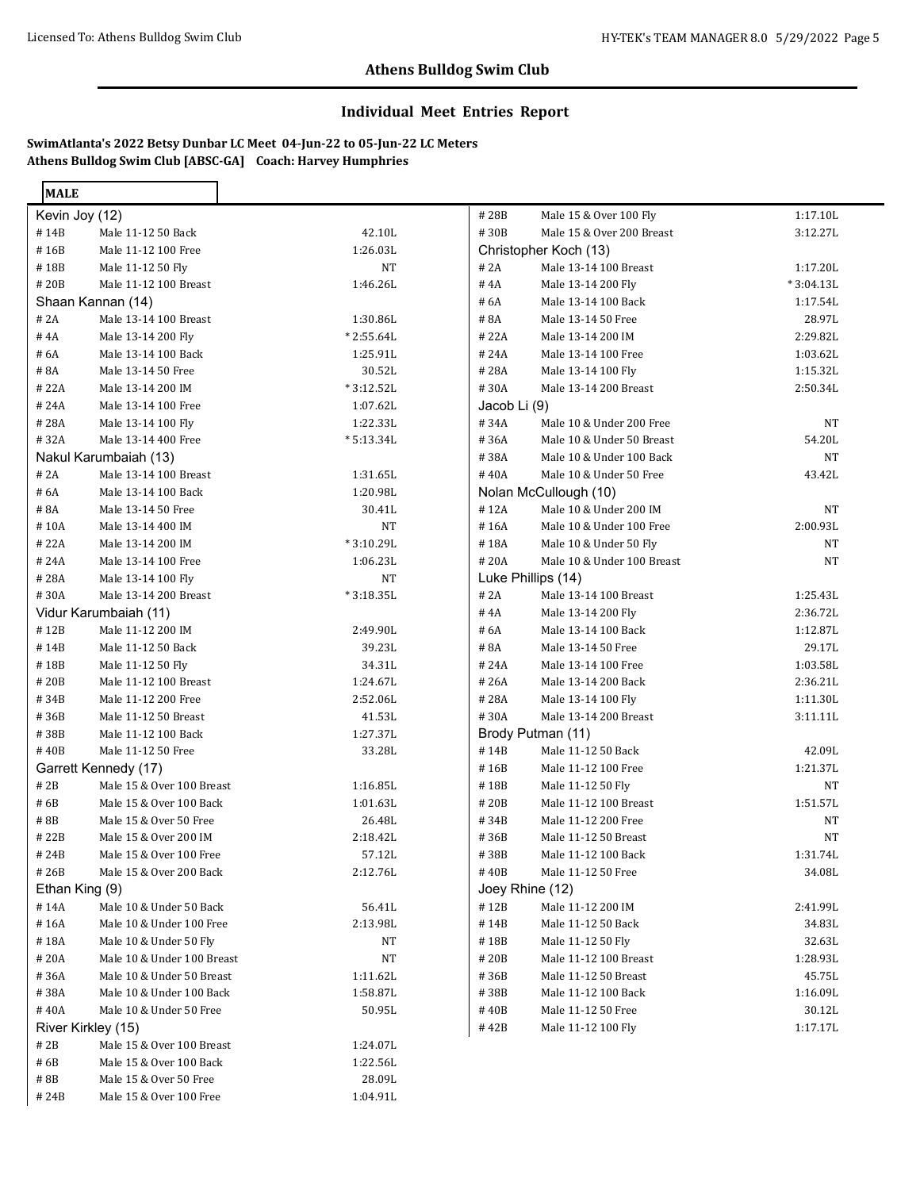## Athens Bulldog Swim Club

### Individual Meet Entries Report

**SwimAtlanta's 2022 Betsy Dunbar LC Meet 04-Jun-22 to 05-Jun-22 LC Meters**
**Athens Bulldog Swim Club [ABSC-GA] Coach: Harvey Humphries**

**MALE**

**Kevin Joy (12)**

| # | Event | Time |
|---|---|---|
| #14B | Male 11-12 50 Back | 42.10L |
| #16B | Male 11-12 100 Free | 1:26.03L |
| #18B | Male 11-12 50 Fly | NT |
| #20B | Male 11-12 100 Breast | 1:46.26L |

**Shaan Kannan (14)**

| # | Event | Time |
|---|---|---|
| #2A | Male 13-14 100 Breast | 1:30.86L |
| #4A | Male 13-14 200 Fly | *2:55.64L |
| #6A | Male 13-14 100 Back | 1:25.91L |
| #8A | Male 13-14 50 Free | 30.52L |
| #22A | Male 13-14 200 IM | *3:12.52L |
| #24A | Male 13-14 100 Free | 1:07.62L |
| #28A | Male 13-14 100 Fly | 1:22.33L |
| #32A | Male 13-14 400 Free | *5:13.34L |

**Nakul Karumbaiah (13)**

| # | Event | Time |
|---|---|---|
| #2A | Male 13-14 100 Breast | 1:31.65L |
| #6A | Male 13-14 100 Back | 1:20.98L |
| #8A | Male 13-14 50 Free | 30.41L |
| #10A | Male 13-14 400 IM | NT |
| #22A | Male 13-14 200 IM | *3:10.29L |
| #24A | Male 13-14 100 Free | 1:06.23L |
| #28A | Male 13-14 100 Fly | NT |
| #30A | Male 13-14 200 Breast | *3:18.35L |

**Vidur Karumbaiah (11)**

| # | Event | Time |
|---|---|---|
| #12B | Male 11-12 200 IM | 2:49.90L |
| #14B | Male 11-12 50 Back | 39.23L |
| #18B | Male 11-12 50 Fly | 34.31L |
| #20B | Male 11-12 100 Breast | 1:24.67L |
| #34B | Male 11-12 200 Free | 2:52.06L |
| #36B | Male 11-12 50 Breast | 41.53L |
| #38B | Male 11-12 100 Back | 1:27.37L |
| #40B | Male 11-12 50 Free | 33.28L |

**Garrett Kennedy (17)**

| # | Event | Time |
|---|---|---|
| #2B | Male 15 & Over 100 Breast | 1:16.85L |
| #6B | Male 15 & Over 100 Back | 1:01.63L |
| #8B | Male 15 & Over 50 Free | 26.48L |
| #22B | Male 15 & Over 200 IM | 2:18.42L |
| #24B | Male 15 & Over 100 Free | 57.12L |
| #26B | Male 15 & Over 200 Back | 2:12.76L |

**Ethan King (9)**

| # | Event | Time |
|---|---|---|
| #14A | Male 10 & Under 50 Back | 56.41L |
| #16A | Male 10 & Under 100 Free | 2:13.98L |
| #18A | Male 10 & Under 50 Fly | NT |
| #20A | Male 10 & Under 100 Breast | NT |
| #36A | Male 10 & Under 50 Breast | 1:11.62L |
| #38A | Male 10 & Under 100 Back | 1:58.87L |
| #40A | Male 10 & Under 50 Free | 50.95L |

**River Kirkley (15)**

| # | Event | Time |
|---|---|---|
| #2B | Male 15 & Over 100 Breast | 1:24.07L |
| #6B | Male 15 & Over 100 Back | 1:22.56L |
| #8B | Male 15 & Over 50 Free | 28.09L |
| #24B | Male 15 & Over 100 Free | 1:04.91L |
| #28B | Male 15 & Over 100 Fly | 1:17.10L |
| #30B | Male 15 & Over 200 Breast | 3:12.27L |

**Christopher Koch (13)**

| # | Event | Time |
|---|---|---|
| #2A | Male 13-14 100 Breast | 1:17.20L |
| #4A | Male 13-14 200 Fly | *3:04.13L |
| #6A | Male 13-14 100 Back | 1:17.54L |
| #8A | Male 13-14 50 Free | 28.97L |
| #22A | Male 13-14 200 IM | 2:29.82L |
| #24A | Male 13-14 100 Free | 1:03.62L |
| #28A | Male 13-14 100 Fly | 1:15.32L |
| #30A | Male 13-14 200 Breast | 2:50.34L |

**Jacob Li (9)**

| # | Event | Time |
|---|---|---|
| #34A | Male 10 & Under 200 Free | NT |
| #36A | Male 10 & Under 50 Breast | 54.20L |
| #38A | Male 10 & Under 100 Back | NT |
| #40A | Male 10 & Under 50 Free | 43.42L |

**Nolan McCullough (10)**

| # | Event | Time |
|---|---|---|
| #12A | Male 10 & Under 200 IM | NT |
| #16A | Male 10 & Under 100 Free | 2:00.93L |
| #18A | Male 10 & Under 50 Fly | NT |
| #20A | Male 10 & Under 100 Breast | NT |

**Luke Phillips (14)**

| # | Event | Time |
|---|---|---|
| #2A | Male 13-14 100 Breast | 1:25.43L |
| #4A | Male 13-14 200 Fly | 2:36.72L |
| #6A | Male 13-14 100 Back | 1:12.87L |
| #8A | Male 13-14 50 Free | 29.17L |
| #24A | Male 13-14 100 Free | 1:03.58L |
| #26A | Male 13-14 200 Back | 2:36.21L |
| #28A | Male 13-14 100 Fly | 1:11.30L |
| #30A | Male 13-14 200 Breast | 3:11.11L |

**Brody Putman (11)**

| # | Event | Time |
|---|---|---|
| #14B | Male 11-12 50 Back | 42.09L |
| #16B | Male 11-12 100 Free | 1:21.37L |
| #18B | Male 11-12 50 Fly | NT |
| #20B | Male 11-12 100 Breast | 1:51.57L |
| #34B | Male 11-12 200 Free | NT |
| #36B | Male 11-12 50 Breast | NT |
| #38B | Male 11-12 100 Back | 1:31.74L |
| #40B | Male 11-12 50 Free | 34.08L |

**Joey Rhine (12)**

| # | Event | Time |
|---|---|---|
| #12B | Male 11-12 200 IM | 2:41.99L |
| #14B | Male 11-12 50 Back | 34.83L |
| #18B | Male 11-12 50 Fly | 32.63L |
| #20B | Male 11-12 100 Breast | 1:28.93L |
| #36B | Male 11-12 50 Breast | 45.75L |
| #38B | Male 11-12 100 Back | 1:16.09L |
| #40B | Male 11-12 50 Free | 30.12L |
| #42B | Male 11-12 100 Fly | 1:17.17L |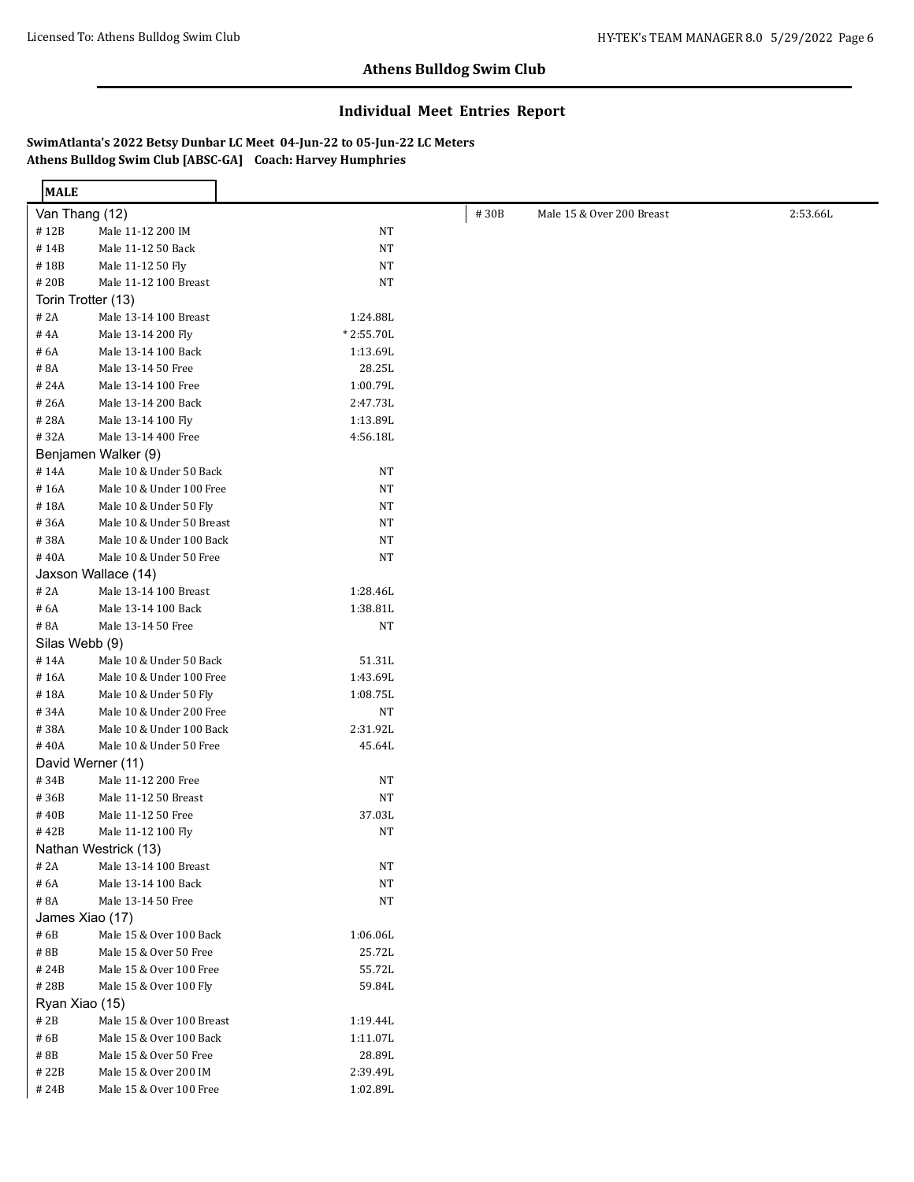## Athens Bulldog Swim Club

## Individual Meet Entries Report

**SwimAtlanta's 2022 Betsy Dunbar LC Meet 04-Jun-22 to 05-Jun-22 LC Meters**
**Athens Bulldog Swim Club [ABSC-GA] Coach: Harvey Humphries**

**MALE**

**Van Thang (12)**

| # | Event | Time |
|---|---|---|
| #12B | Male 11-12 200 IM | NT |
| #14B | Male 11-12 50 Back | NT |
| #18B | Male 11-12 50 Fly | NT |
| #20B | Male 11-12 100 Breast | NT |

**Torin Trotter (13)**

| # | Event | Time |
|---|---|---|
| #2A | Male 13-14 100 Breast | 1:24.88L |
| #4A | Male 13-14 200 Fly | *2:55.70L |
| #6A | Male 13-14 100 Back | 1:13.69L |
| #8A | Male 13-14 50 Free | 28.25L |
| #24A | Male 13-14 100 Free | 1:00.79L |
| #26A | Male 13-14 200 Back | 2:47.73L |
| #28A | Male 13-14 100 Fly | 1:13.89L |
| #32A | Male 13-14 400 Free | 4:56.18L |

**Benjamen Walker (9)**

| # | Event | Time |
|---|---|---|
| #14A | Male 10 & Under 50 Back | NT |
| #16A | Male 10 & Under 100 Free | NT |
| #18A | Male 10 & Under 50 Fly | NT |
| #36A | Male 10 & Under 50 Breast | NT |
| #38A | Male 10 & Under 100 Back | NT |
| #40A | Male 10 & Under 50 Free | NT |

**Jaxson Wallace (14)**

| # | Event | Time |
|---|---|---|
| #2A | Male 13-14 100 Breast | 1:28.46L |
| #6A | Male 13-14 100 Back | 1:38.81L |
| #8A | Male 13-14 50 Free | NT |

**Silas Webb (9)**

| # | Event | Time |
|---|---|---|
| #14A | Male 10 & Under 50 Back | 51.31L |
| #16A | Male 10 & Under 100 Free | 1:43.69L |
| #18A | Male 10 & Under 50 Fly | 1:08.75L |
| #34A | Male 10 & Under 200 Free | NT |
| #38A | Male 10 & Under 100 Back | 2:31.92L |
| #40A | Male 10 & Under 50 Free | 45.64L |

**David Werner (11)**

| # | Event | Time |
|---|---|---|
| #34B | Male 11-12 200 Free | NT |
| #36B | Male 11-12 50 Breast | NT |
| #40B | Male 11-12 50 Free | 37.03L |
| #42B | Male 11-12 100 Fly | NT |

**Nathan Westrick (13)**

| # | Event | Time |
|---|---|---|
| #2A | Male 13-14 100 Breast | NT |
| #6A | Male 13-14 100 Back | NT |
| #8A | Male 13-14 50 Free | NT |

**James Xiao (17)**

| # | Event | Time |
|---|---|---|
| #6B | Male 15 & Over 100 Back | 1:06.06L |
| #8B | Male 15 & Over 50 Free | 25.72L |
| #24B | Male 15 & Over 100 Free | 55.72L |
| #28B | Male 15 & Over 100 Fly | 59.84L |

**Ryan Xiao (15)**

| # | Event | Time |
|---|---|---|
| #2B | Male 15 & Over 100 Breast | 1:19.44L |
| #6B | Male 15 & Over 100 Back | 1:11.07L |
| #8B | Male 15 & Over 50 Free | 28.89L |
| #22B | Male 15 & Over 200 IM | 2:39.49L |
| #24B | Male 15 & Over 100 Free | 1:02.89L |
| #30B | Male 15 & Over 200 Breast | 2:53.66L |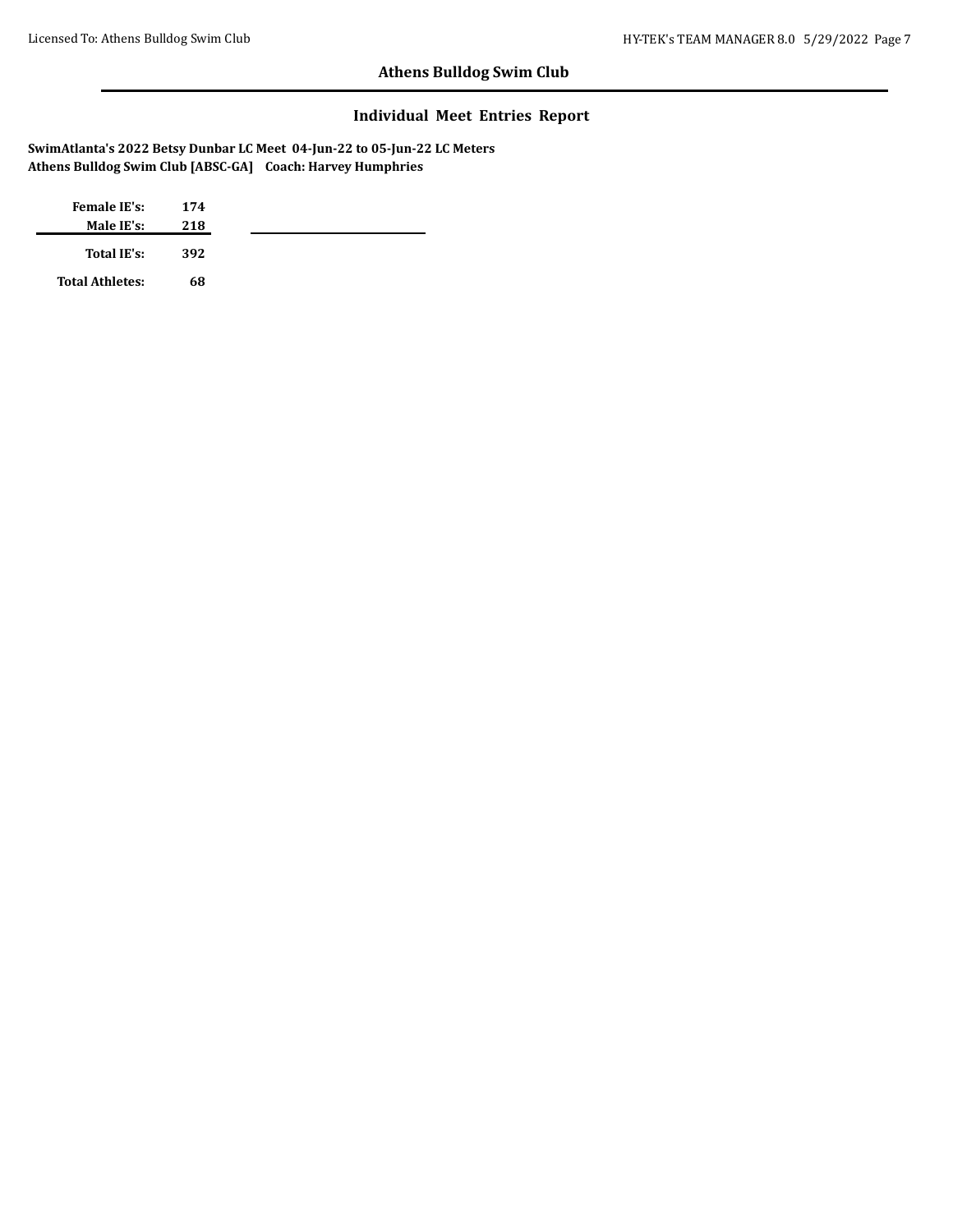## Athens Bulldog Swim Club

### Individual Meet Entries Report

**SwimAtlanta's 2022 Betsy Dunbar LC Meet 04-Jun-22 to 05-Jun-22 LC Meters**
**Athens Bulldog Swim Club [ABSC-GA] Coach: Harvey Humphries**

| | |
|---|---|
| **Female IE's:** | **174** |
| **Male IE's:** | **218** |
| **Total IE's:** | **392** |
| **Total Athletes:** | **68** |